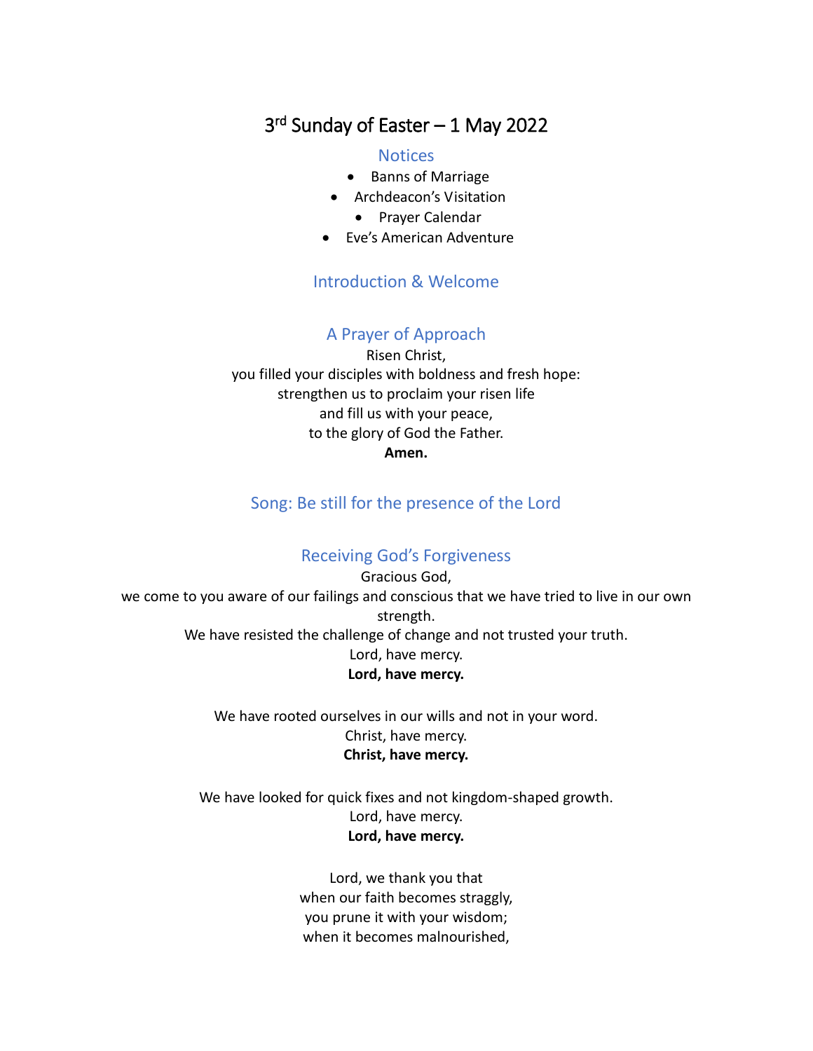# 3rd Sunday of Easter – 1 May 2022

## Notices

- Banns of Marriage
- Archdeacon's Visitation
- Prayer Calendar
- Eve's American Adventure

## Introduction & Welcome

## A Prayer of Approach

Risen Christ,
you filled your disciples with boldness and fresh hope:
strengthen us to proclaim your risen life
and fill us with your peace,
to the glory of God the Father.
**Amen.**

## Song: Be still for the presence of the Lord

## Receiving God's Forgiveness

Gracious God,
we come to you aware of our failings and conscious that we have tried to live in our own strength.
We have resisted the challenge of change and not trusted your truth.
Lord, have mercy.
**Lord, have mercy.**

We have rooted ourselves in our wills and not in your word.
Christ, have mercy.
**Christ, have mercy.**

We have looked for quick fixes and not kingdom-shaped growth.
Lord, have mercy.
**Lord, have mercy.**

Lord, we thank you that
when our faith becomes straggly,
you prune it with your wisdom;
when it becomes malnourished,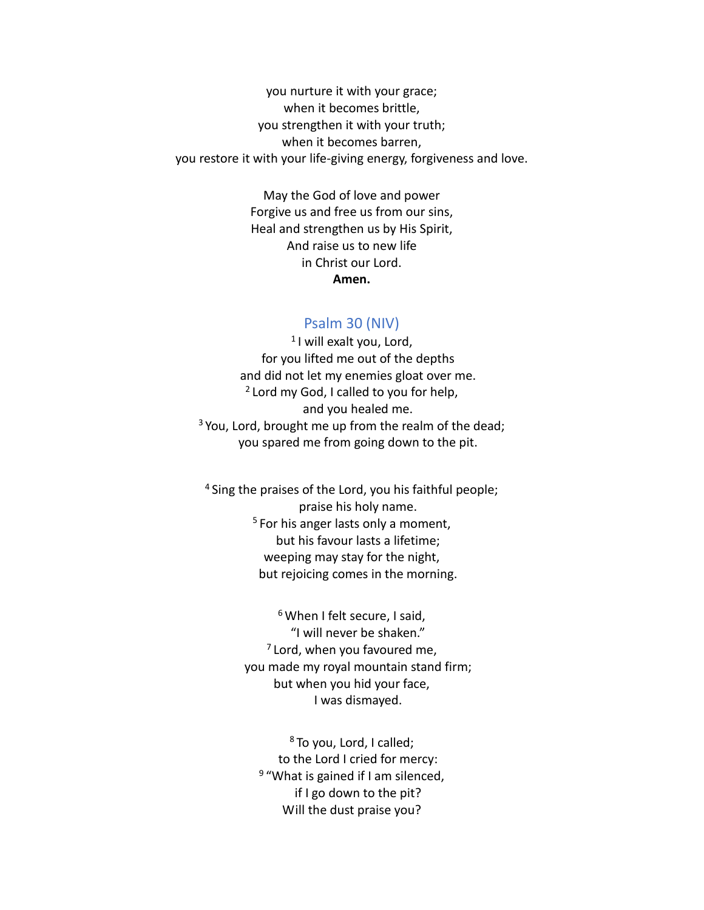you nurture it with your grace;
when it becomes brittle,
you strengthen it with your truth;
when it becomes barren,
you restore it with your life-giving energy, forgiveness and love.

May the God of love and power
Forgive us and free us from our sins,
Heal and strengthen us by His Spirit,
And raise us to new life
in Christ our Lord.
**Amen.**

## Psalm 30 (NIV)

[1] I will exalt you, Lord,
for you lifted me out of the depths
and did not let my enemies gloat over me.
[2] Lord my God, I called to you for help,
and you healed me.
[3] You, Lord, brought me up from the realm of the dead;
you spared me from going down to the pit.

[4] Sing the praises of the Lord, you his faithful people;
praise his holy name.
[5] For his anger lasts only a moment,
but his favour lasts a lifetime;
weeping may stay for the night,
but rejoicing comes in the morning.

[6] When I felt secure, I said,
"I will never be shaken."
[7] Lord, when you favoured me,
you made my royal mountain stand firm;
but when you hid your face,
I was dismayed.

[8] To you, Lord, I called;
to the Lord I cried for mercy:
[9] "What is gained if I am silenced,
if I go down to the pit?
Will the dust praise you?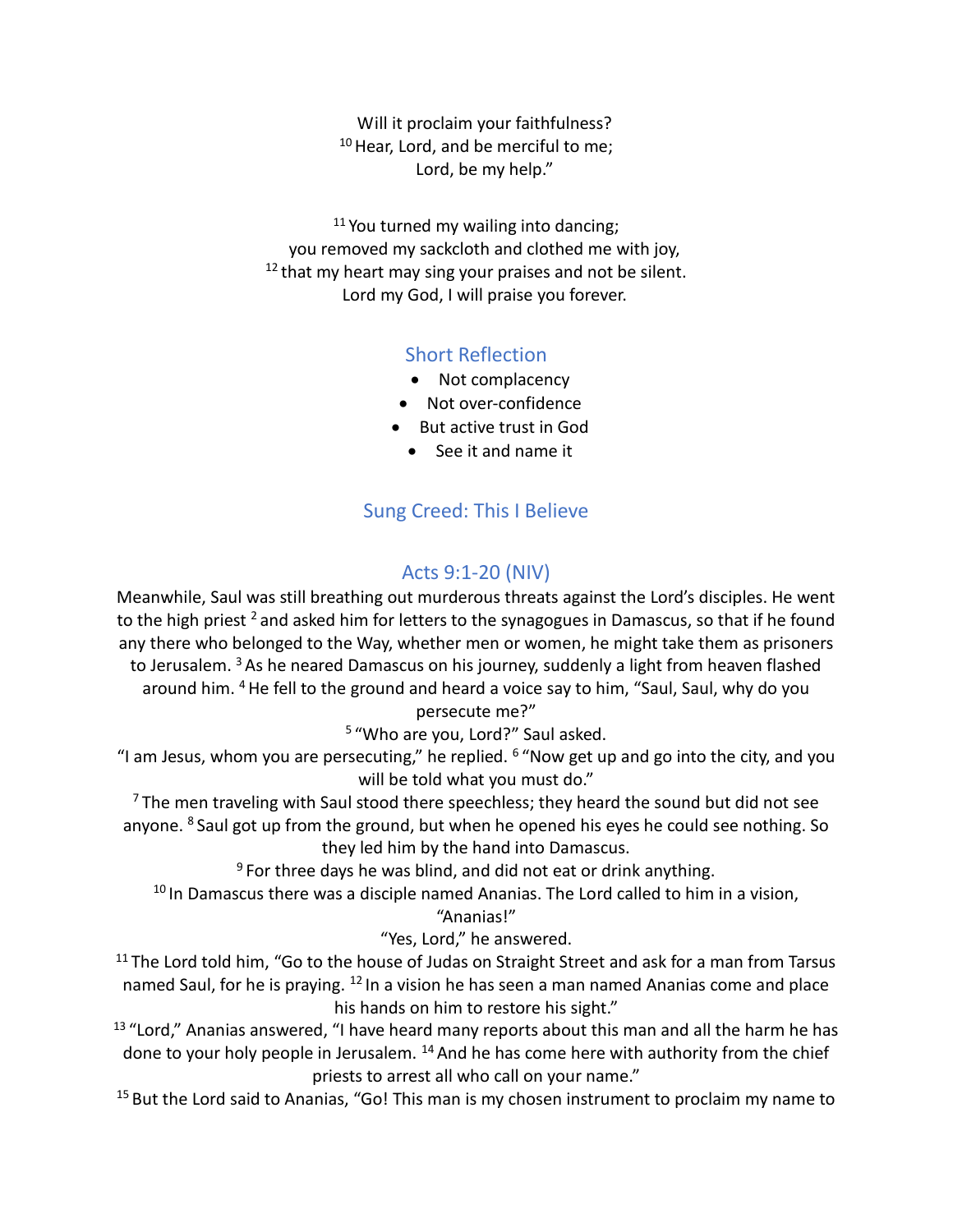Will it proclaim your faithfulness?
[10] Hear, Lord, and be merciful to me;
Lord, be my help."

[11] You turned my wailing into dancing;
you removed my sackcloth and clothed me with joy,
[12] that my heart may sing your praises and not be silent.
Lord my God, I will praise you forever.

## Short Reflection

- Not complacency
- Not over-confidence
- But active trust in God
- See it and name it

## Sung Creed: This I Believe

## Acts 9:1-20 (NIV)

Meanwhile, Saul was still breathing out murderous threats against the Lord's disciples. He went to the high priest [2] and asked him for letters to the synagogues in Damascus, so that if he found any there who belonged to the Way, whether men or women, he might take them as prisoners to Jerusalem. [3] As he neared Damascus on his journey, suddenly a light from heaven flashed around him. [4] He fell to the ground and heard a voice say to him, "Saul, Saul, why do you persecute me?"

[5] "Who are you, Lord?" Saul asked.

"I am Jesus, whom you are persecuting," he replied. [6] "Now get up and go into the city, and you will be told what you must do."

[7] The men traveling with Saul stood there speechless; they heard the sound but did not see anyone. [8] Saul got up from the ground, but when he opened his eyes he could see nothing. So they led him by the hand into Damascus.

[9] For three days he was blind, and did not eat or drink anything.

[10] In Damascus there was a disciple named Ananias. The Lord called to him in a vision, "Ananias!"

"Yes, Lord," he answered.

[11] The Lord told him, "Go to the house of Judas on Straight Street and ask for a man from Tarsus named Saul, for he is praying. [12] In a vision he has seen a man named Ananias come and place his hands on him to restore his sight."

[13] "Lord," Ananias answered, "I have heard many reports about this man and all the harm he has done to your holy people in Jerusalem. [14] And he has come here with authority from the chief priests to arrest all who call on your name."

[15] But the Lord said to Ananias, "Go! This man is my chosen instrument to proclaim my name to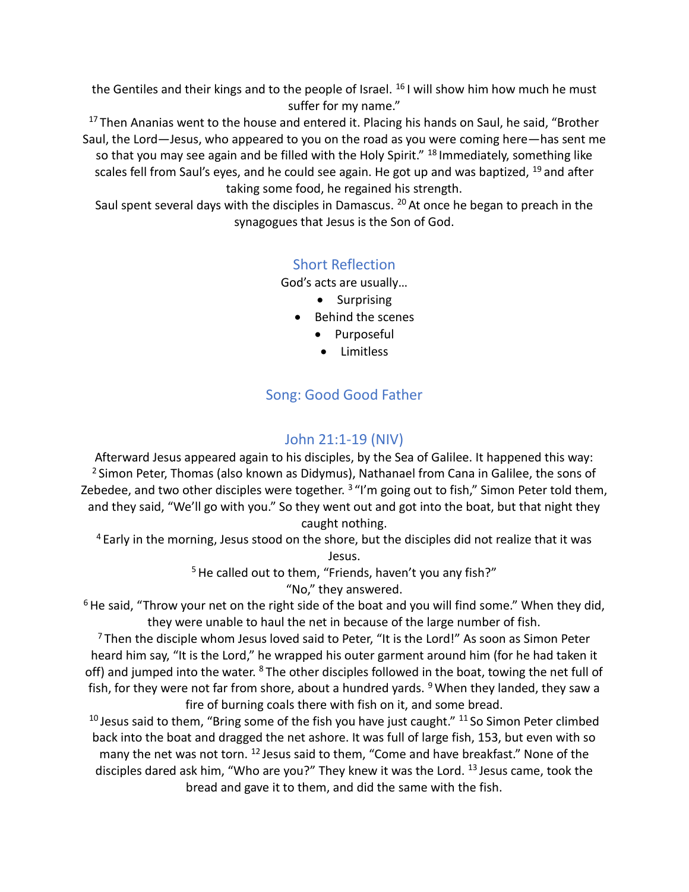the Gentiles and their kings and to the people of Israel. [16] I will show him how much he must suffer for my name."

[17] Then Ananias went to the house and entered it. Placing his hands on Saul, he said, "Brother Saul, the Lord—Jesus, who appeared to you on the road as you were coming here—has sent me so that you may see again and be filled with the Holy Spirit." [18] Immediately, something like scales fell from Saul's eyes, and he could see again. He got up and was baptized, [19] and after taking some food, he regained his strength.

Saul spent several days with the disciples in Damascus. [20] At once he began to preach in the synagogues that Jesus is the Son of God.

## Short Reflection

God's acts are usually…

- Surprising
- Behind the scenes
- Purposeful
- Limitless

## Song: Good Good Father

## John 21:1-19 (NIV)

Afterward Jesus appeared again to his disciples, by the Sea of Galilee. It happened this way: [2] Simon Peter, Thomas (also known as Didymus), Nathanael from Cana in Galilee, the sons of Zebedee, and two other disciples were together. [3] "I'm going out to fish," Simon Peter told them, and they said, "We'll go with you." So they went out and got into the boat, but that night they caught nothing.

[4] Early in the morning, Jesus stood on the shore, but the disciples did not realize that it was Jesus.

[5] He called out to them, "Friends, haven't you any fish?"

"No," they answered.

[6] He said, "Throw your net on the right side of the boat and you will find some." When they did, they were unable to haul the net in because of the large number of fish.

[7] Then the disciple whom Jesus loved said to Peter, "It is the Lord!" As soon as Simon Peter heard him say, "It is the Lord," he wrapped his outer garment around him (for he had taken it off) and jumped into the water. [8] The other disciples followed in the boat, towing the net full of fish, for they were not far from shore, about a hundred yards. [9] When they landed, they saw a fire of burning coals there with fish on it, and some bread.

[10] Jesus said to them, "Bring some of the fish you have just caught." [11] So Simon Peter climbed back into the boat and dragged the net ashore. It was full of large fish, 153, but even with so many the net was not torn. [12] Jesus said to them, "Come and have breakfast." None of the disciples dared ask him, "Who are you?" They knew it was the Lord. [13] Jesus came, took the bread and gave it to them, and did the same with the fish.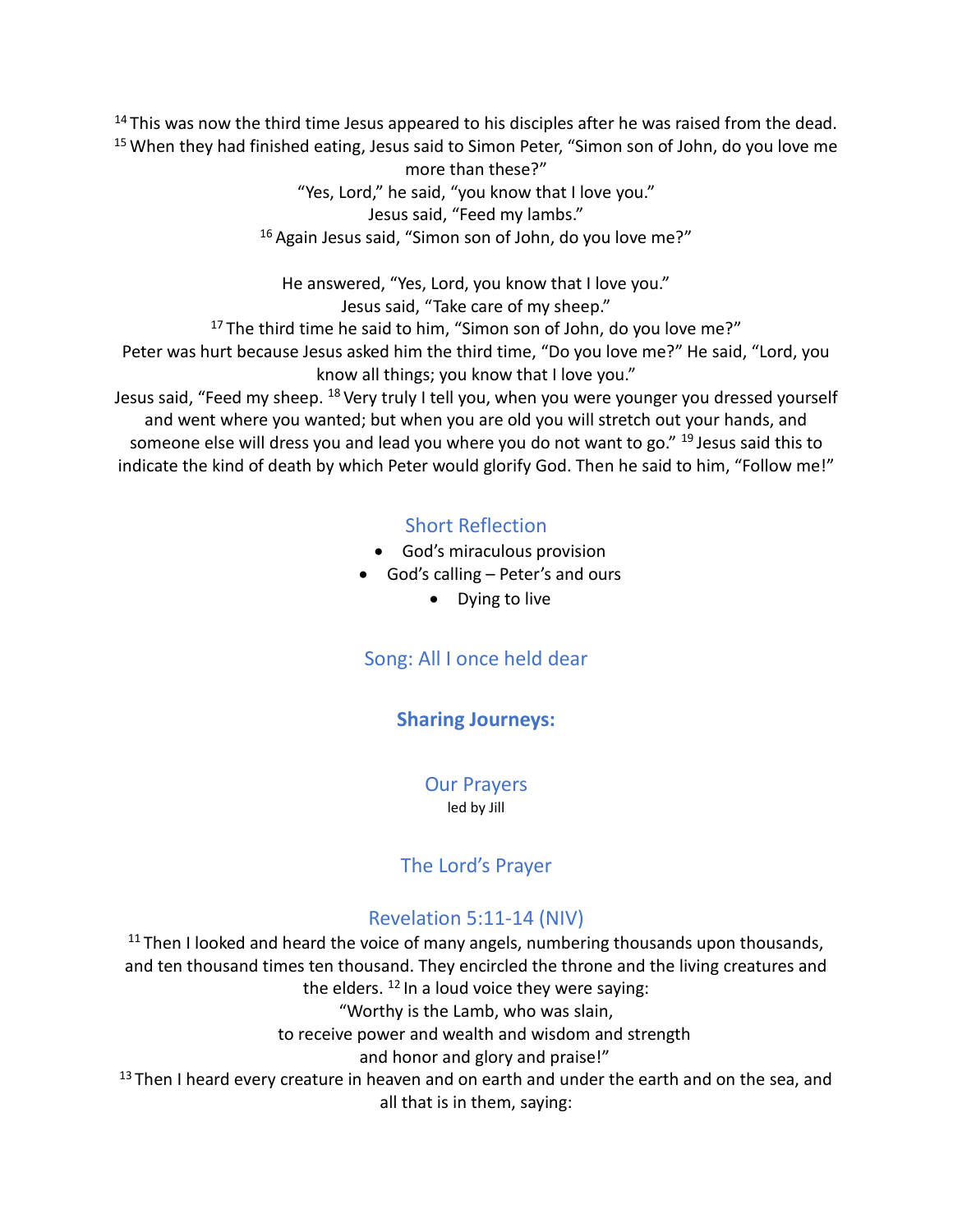[14] This was now the third time Jesus appeared to his disciples after he was raised from the dead. [15] When they had finished eating, Jesus said to Simon Peter, "Simon son of John, do you love me more than these?"

"Yes, Lord," he said, "you know that I love you."

Jesus said, "Feed my lambs."

[16] Again Jesus said, "Simon son of John, do you love me?"

He answered, "Yes, Lord, you know that I love you."

Jesus said, "Take care of my sheep."

[17] The third time he said to him, "Simon son of John, do you love me?"

Peter was hurt because Jesus asked him the third time, "Do you love me?" He said, "Lord, you know all things; you know that I love you."

Jesus said, "Feed my sheep. [18] Very truly I tell you, when you were younger you dressed yourself and went where you wanted; but when you are old you will stretch out your hands, and someone else will dress you and lead you where you do not want to go." [19] Jesus said this to indicate the kind of death by which Peter would glorify God. Then he said to him, "Follow me!"

## Short Reflection

- God's miraculous provision
- God's calling – Peter's and ours
- Dying to live

## Song: All I once held dear

## **Sharing Journeys:**

## Our Prayers

led by Jill

## The Lord's Prayer

## Revelation 5:11-14 (NIV)

[11] Then I looked and heard the voice of many angels, numbering thousands upon thousands, and ten thousand times ten thousand. They encircled the throne and the living creatures and the elders. [12] In a loud voice they were saying:

"Worthy is the Lamb, who was slain,
to receive power and wealth and wisdom and strength
and honor and glory and praise!"

[13] Then I heard every creature in heaven and on earth and under the earth and on the sea, and all that is in them, saying: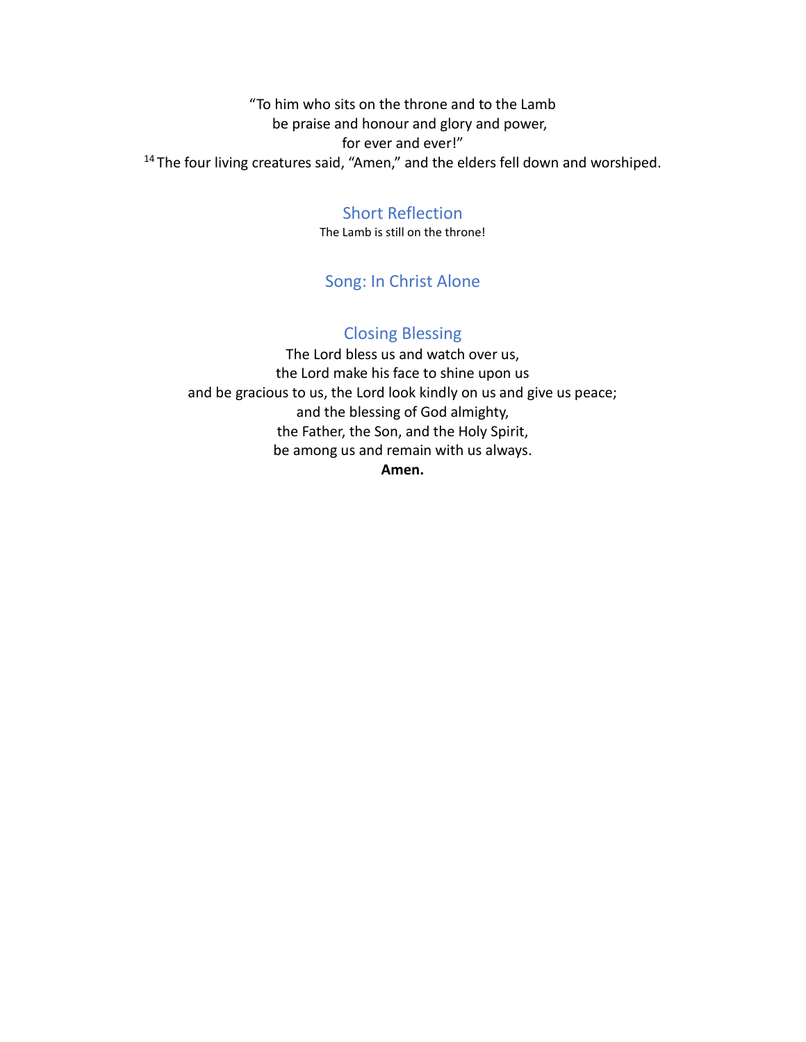"To him who sits on the throne and to the Lamb
be praise and honour and glory and power,
for ever and ever!"
[14] The four living creatures said, "Amen," and the elders fell down and worshiped.

## Short Reflection

The Lamb is still on the throne!

## Song: In Christ Alone

## Closing Blessing

The Lord bless us and watch over us,
the Lord make his face to shine upon us
and be gracious to us, the Lord look kindly on us and give us peace;
and the blessing of God almighty,
the Father, the Son, and the Holy Spirit,
be among us and remain with us always.
**Amen.**